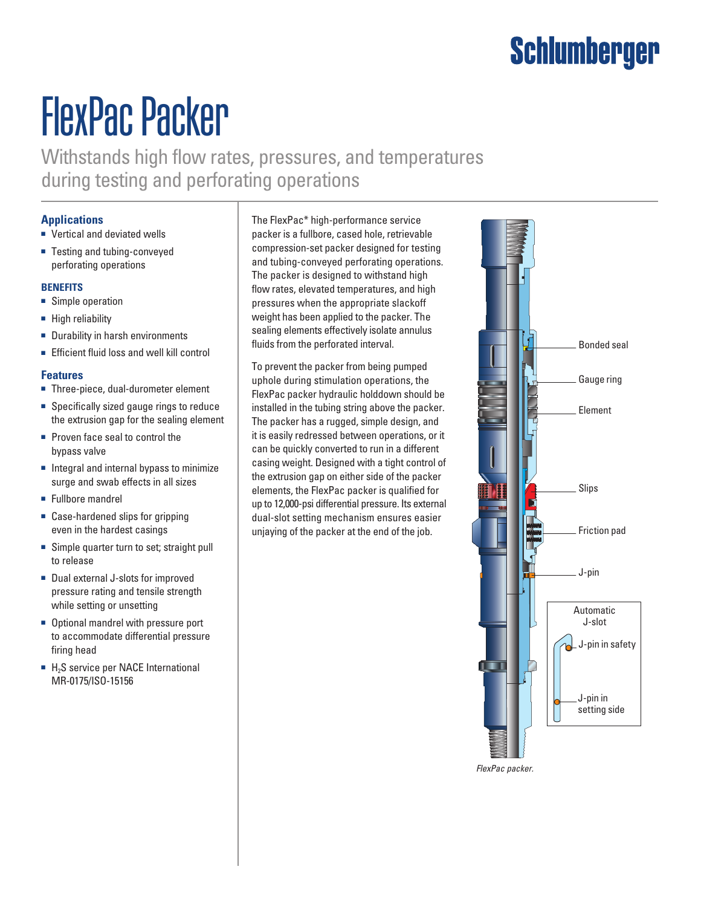# FlexPac Packer

Withstands high flow rates, pressures, and temperatures during testing and perforating operations

## Applications

- Vertical and deviated wells
- Testing and tubing-conveyed perforating operations

## BENEFITS

- Simple operation
- High reliability
- Durability in harsh environments
- Efficient fluid loss and well kill control

## Features

- Three-piece, dual-durometer element
- Specifically sized gauge rings to reduce the extrusion gap for the sealing element
- Proven face seal to control the bypass valve
- Integral and internal bypass to minimize surge and swab effects in all sizes
- Fullbore mandrel
- Case-hardened slips for gripping even in the hardest casings
- Simple quarter turn to set; straight pull to release
- Dual external J-slots for improved pressure rating and tensile strength while setting or unsetting
- Optional mandrel with pressure port to accommodate differential pressure firing head
- $H_2S$ service per NACE International MR-0175/ISO-15156

The FlexPac* high-performance service packer is a fullbore, cased hole, retrievable compression-set packer designed for testing and tubing-conveyed perforating operations. The packer is designed to withstand high flow rates, elevated temperatures, and high pressures when the appropriate slackoff weight has been applied to the packer. The sealing elements effectively isolate annulus fluids from the perforated interval.

To prevent the packer from being pumped uphole during stimulation operations, the FlexPac packer hydraulic holddown should be installed in the tubing string above the packer. The packer has a rugged, simple design, and it is easily redressed between operations, or it can be quickly converted to run in a different casing weight. Designed with a tight control of the extrusion gap on either side of the packer elements, the FlexPac packer is qualified for up to 12,000-psi differential pressure. Its external dual-slot setting mechanism ensures easier unjaying of the packer at the end of the job.

Bonded seal

Gauge ring

Element

Slips

Friction pad

J-pin

Automatic J-slot

J-pin in safety

J-pin in setting side

*FlexPac packer.*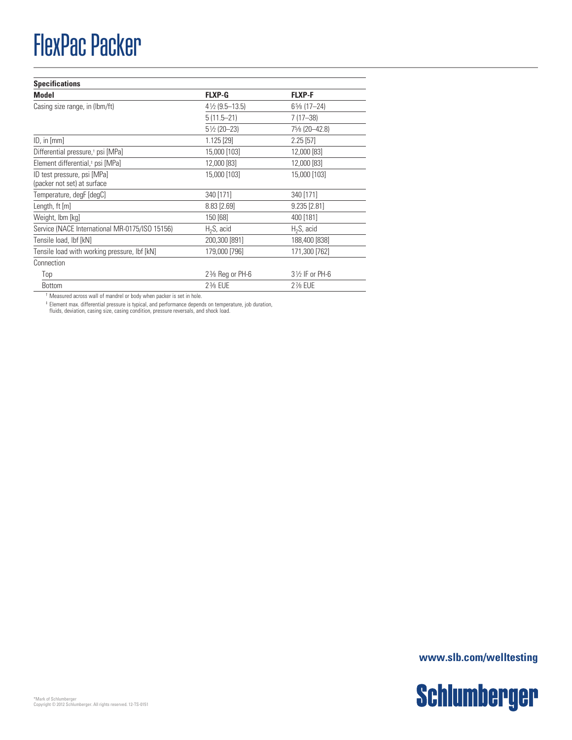# FlexPac Packer

| **Specifications** | | |
|---|---|---|
| **Model** | **FLXP-G** | **FLXP-F** |
| Casing size range, in (lbm/ft) | 4½ (9.5–13.5) | 6⅝ (17–24) |
| | 5 (11.5–21) | 7 (17–38) |
| | 5½ (20–23) | 7⅝ (20–42.8) |
| ID, in [mm] | 1.125 [29] | 2.25 [57] |
| Differential pressure,† psi [MPa] | 15,000 [103] | 12,000 [83] |
| Element differential,‡ psi [MPa] | 12,000 [83] | 12,000 [83] |
| ID test pressure, psi [MPa] (packer not set) at surface | 15,000 [103] | 15,000 [103] |
| Temperature, degF [degC] | 340 [171] | 340 [171] |
| Length, ft [m] | 8.83 [2.69] | 9.235 [2.81] |
| Weight, lbm [kg] | 150 [68] | 400 [181] |
| Service (NACE International MR-0175/ISO 15156) | $H_2S$, acid | $H_2S$, acid |
| Tensile load, lbf [kN] | 200,300 [891] | 188,400 [838] |
| Tensile load with working pressure, lbf [kN] | 179,000 [796] | 171,300 [762] |
| Connection | | |
| Top | 2⅜ Reg or PH-6 | 3½ IF or PH-6 |
| Bottom | 2⅜ EUE | 2⅞ EUE |

† Measured across wall of mandrel or body when packer is set in hole.

‡ Element max. differential pressure is typical, and performance depends on temperature, job duration, fluids, deviation, casing size, casing condition, pressure reversals, and shock load.

**www.slb.com/welltesting**

*Mark of Schlumberger
Copyright © 2012 Schlumberger. All rights reserved. 12-TS-0151

**Schlumberger**